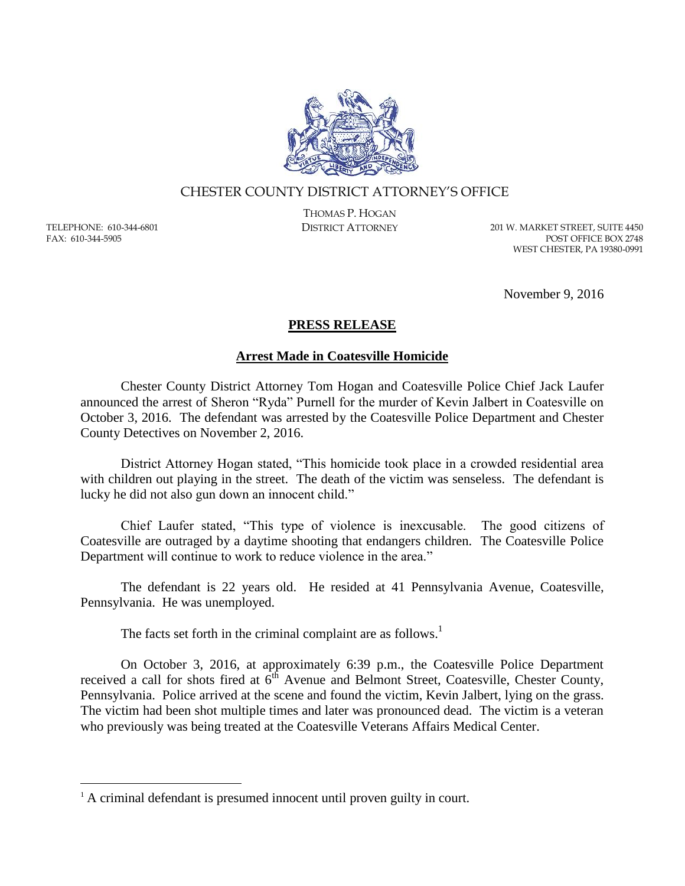CHESTER COUNTY DISTRICT ATTORNEY'S OFFICE

THOMAS P. HOGAN
DISTRICT ATTORNEY

TELEPHONE: 610-344-6801
FAX: 610-344-5905

201 W. MARKET STREET, SUITE 4450
POST OFFICE BOX 2748
WEST CHESTER, PA 19380-0991

November 9, 2016

# PRESS RELEASE

## Arrest Made in Coatesville Homicide

Chester County District Attorney Tom Hogan and Coatesville Police Chief Jack Laufer announced the arrest of Sheron "Ryda" Purnell for the murder of Kevin Jalbert in Coatesville on October 3, 2016. The defendant was arrested by the Coatesville Police Department and Chester County Detectives on November 2, 2016.

District Attorney Hogan stated, "This homicide took place in a crowded residential area with children out playing in the street. The death of the victim was senseless. The defendant is lucky he did not also gun down an innocent child."

Chief Laufer stated, "This type of violence is inexcusable. The good citizens of Coatesville are outraged by a daytime shooting that endangers children. The Coatesville Police Department will continue to work to reduce violence in the area."

The defendant is 22 years old. He resided at 41 Pennsylvania Avenue, Coatesville, Pennsylvania. He was unemployed.

The facts set forth in the criminal complaint are as follows.[1]

On October 3, 2016, at approximately 6:39 p.m., the Coatesville Police Department received a call for shots fired at 6th Avenue and Belmont Street, Coatesville, Chester County, Pennsylvania. Police arrived at the scene and found the victim, Kevin Jalbert, lying on the grass. The victim had been shot multiple times and later was pronounced dead. The victim is a veteran who previously was being treated at the Coatesville Veterans Affairs Medical Center.

[1] A criminal defendant is presumed innocent until proven guilty in court.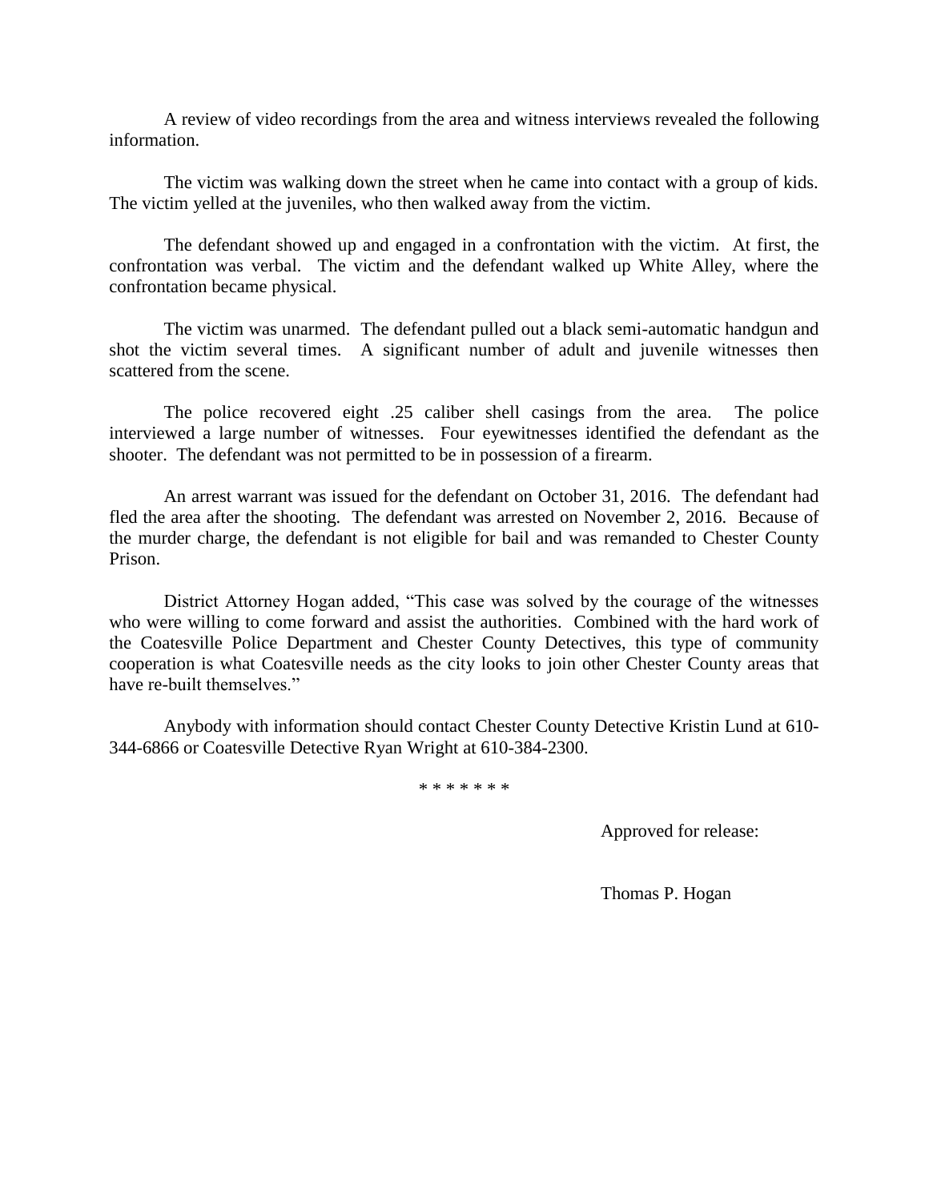A review of video recordings from the area and witness interviews revealed the following information.

The victim was walking down the street when he came into contact with a group of kids. The victim yelled at the juveniles, who then walked away from the victim.

The defendant showed up and engaged in a confrontation with the victim. At first, the confrontation was verbal. The victim and the defendant walked up White Alley, where the confrontation became physical.

The victim was unarmed. The defendant pulled out a black semi-automatic handgun and shot the victim several times. A significant number of adult and juvenile witnesses then scattered from the scene.

The police recovered eight .25 caliber shell casings from the area. The police interviewed a large number of witnesses. Four eyewitnesses identified the defendant as the shooter. The defendant was not permitted to be in possession of a firearm.

An arrest warrant was issued for the defendant on October 31, 2016. The defendant had fled the area after the shooting. The defendant was arrested on November 2, 2016. Because of the murder charge, the defendant is not eligible for bail and was remanded to Chester County Prison.

District Attorney Hogan added, "This case was solved by the courage of the witnesses who were willing to come forward and assist the authorities. Combined with the hard work of the Coatesville Police Department and Chester County Detectives, this type of community cooperation is what Coatesville needs as the city looks to join other Chester County areas that have re-built themselves."

Anybody with information should contact Chester County Detective Kristin Lund at 610-344-6866 or Coatesville Detective Ryan Wright at 610-384-2300.

\* \* \* \* \* \* \*

Approved for release:

Thomas P. Hogan